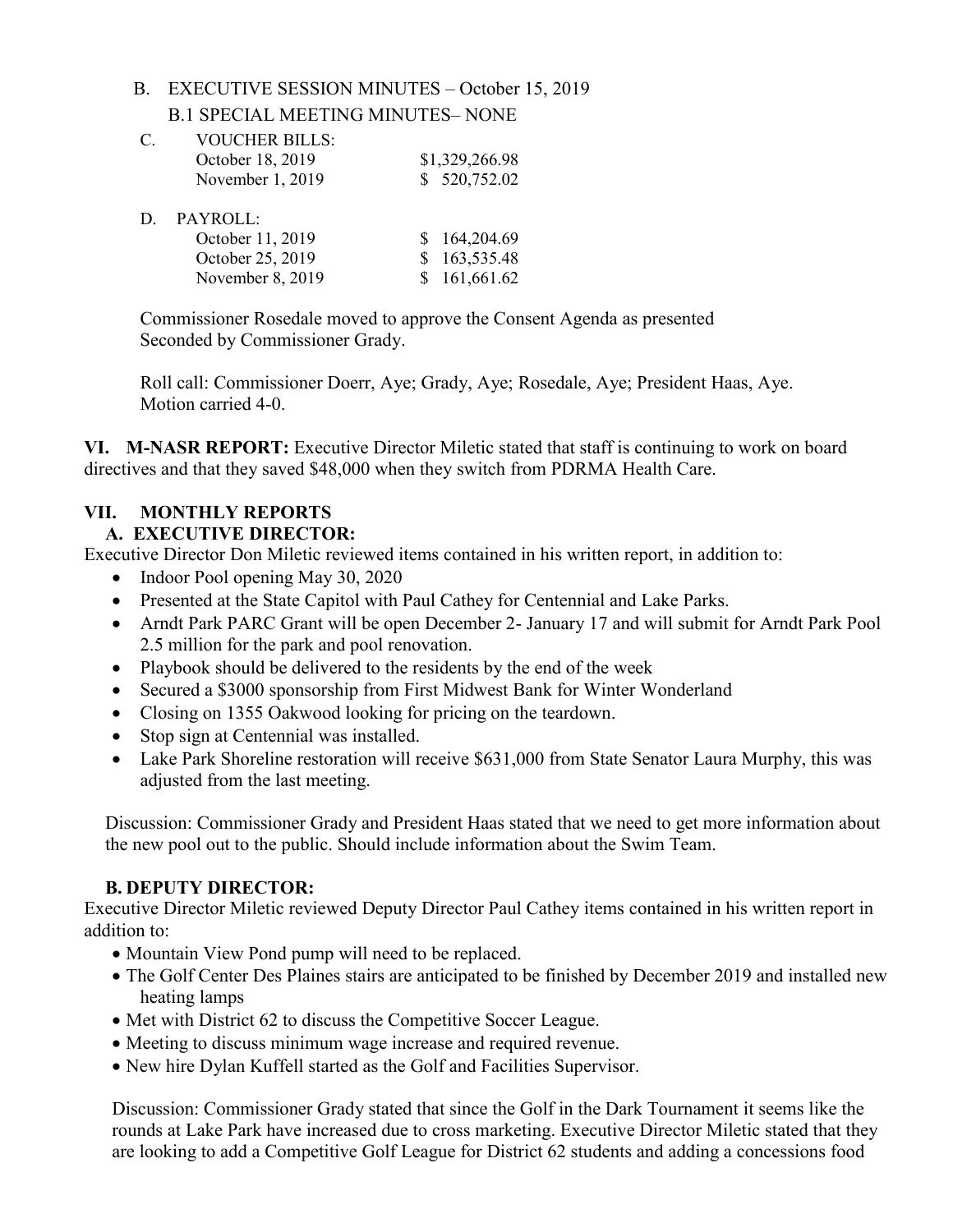B. EXECUTIVE SESSION MINUTES – October 15, 2019

B.1 SPECIAL MEETING MINUTES– NONE

C. VOUCHER BILLS:

| | |
|---|---|
| October 18, 2019 | $1,329,266.98 |
| November 1, 2019 | $ 520,752.02 |

D. PAYROLL:

| | |
|---|---|
| October 11, 2019 | $ 164,204.69 |
| October 25, 2019 | $ 163,535.48 |
| November 8, 2019 | $ 161,661.62 |

Commissioner Rosedale moved to approve the Consent Agenda as presented Seconded by Commissioner Grady.

Roll call: Commissioner Doerr, Aye; Grady, Aye; Rosedale, Aye; President Haas, Aye. Motion carried 4-0.

**VI. M-NASR REPORT:** Executive Director Miletic stated that staff is continuing to work on board directives and that they saved $48,000 when they switch from PDRMA Health Care.

## VII. MONTHLY REPORTS

### A. EXECUTIVE DIRECTOR:

Executive Director Don Miletic reviewed items contained in his written report, in addition to:

- Indoor Pool opening May 30, 2020
- Presented at the State Capitol with Paul Cathey for Centennial and Lake Parks.
- Arndt Park PARC Grant will be open December 2- January 17 and will submit for Arndt Park Pool 2.5 million for the park and pool renovation.
- Playbook should be delivered to the residents by the end of the week
- Secured a $3000 sponsorship from First Midwest Bank for Winter Wonderland
- Closing on 1355 Oakwood looking for pricing on the teardown.
- Stop sign at Centennial was installed.
- Lake Park Shoreline restoration will receive $631,000 from State Senator Laura Murphy, this was adjusted from the last meeting.

Discussion: Commissioner Grady and President Haas stated that we need to get more information about the new pool out to the public. Should include information about the Swim Team.

### B. DEPUTY DIRECTOR:

Executive Director Miletic reviewed Deputy Director Paul Cathey items contained in his written report in addition to:

- Mountain View Pond pump will need to be replaced.
- The Golf Center Des Plaines stairs are anticipated to be finished by December 2019 and installed new heating lamps
- Met with District 62 to discuss the Competitive Soccer League.
- Meeting to discuss minimum wage increase and required revenue.
- New hire Dylan Kuffell started as the Golf and Facilities Supervisor.

Discussion: Commissioner Grady stated that since the Golf in the Dark Tournament it seems like the rounds at Lake Park have increased due to cross marketing. Executive Director Miletic stated that they are looking to add a Competitive Golf League for District 62 students and adding a concessions food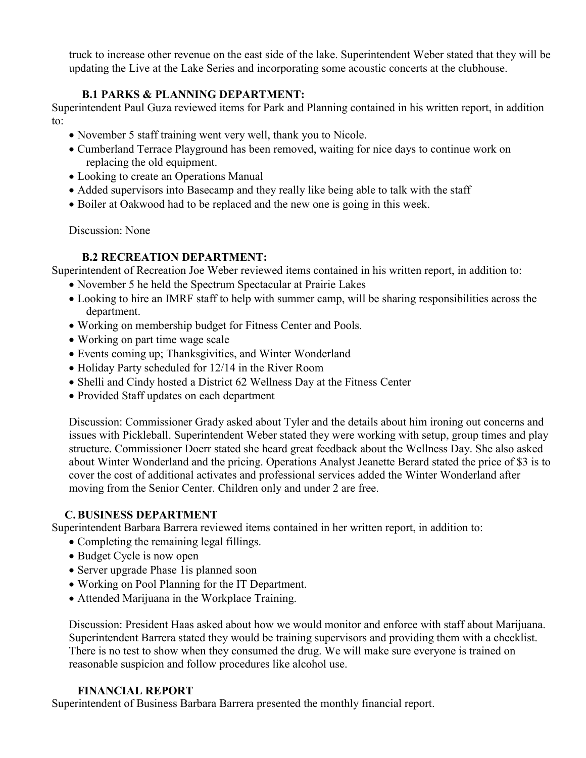truck to increase other revenue on the east side of the lake. Superintendent Weber stated that they will be updating the Live at the Lake Series and incorporating some acoustic concerts at the clubhouse.

### B.1 PARKS & PLANNING DEPARTMENT:

Superintendent Paul Guza reviewed items for Park and Planning contained in his written report, in addition to:

- November 5 staff training went very well, thank you to Nicole.
- Cumberland Terrace Playground has been removed, waiting for nice days to continue work on replacing the old equipment.
- Looking to create an Operations Manual
- Added supervisors into Basecamp and they really like being able to talk with the staff
- Boiler at Oakwood had to be replaced and the new one is going in this week.

Discussion: None

### B.2 RECREATION DEPARTMENT:

Superintendent of Recreation Joe Weber reviewed items contained in his written report, in addition to:

- November 5 he held the Spectrum Spectacular at Prairie Lakes
- Looking to hire an IMRF staff to help with summer camp, will be sharing responsibilities across the department.
- Working on membership budget for Fitness Center and Pools.
- Working on part time wage scale
- Events coming up; Thanksgivities, and Winter Wonderland
- Holiday Party scheduled for 12/14 in the River Room
- Shelli and Cindy hosted a District 62 Wellness Day at the Fitness Center
- Provided Staff updates on each department

Discussion: Commissioner Grady asked about Tyler and the details about him ironing out concerns and issues with Pickleball. Superintendent Weber stated they were working with setup, group times and play structure. Commissioner Doerr stated she heard great feedback about the Wellness Day. She also asked about Winter Wonderland and the pricing. Operations Analyst Jeanette Berard stated the price of $3 is to cover the cost of additional activates and professional services added the Winter Wonderland after moving from the Senior Center. Children only and under 2 are free.

### C. BUSINESS DEPARTMENT

Superintendent Barbara Barrera reviewed items contained in her written report, in addition to:

- Completing the remaining legal fillings.
- Budget Cycle is now open
- Server upgrade Phase 1is planned soon
- Working on Pool Planning for the IT Department.
- Attended Marijuana in the Workplace Training.

Discussion: President Haas asked about how we would monitor and enforce with staff about Marijuana. Superintendent Barrera stated they would be training supervisors and providing them with a checklist. There is no test to show when they consumed the drug. We will make sure everyone is trained on reasonable suspicion and follow procedures like alcohol use.

### FINANCIAL REPORT

Superintendent of Business Barbara Barrera presented the monthly financial report.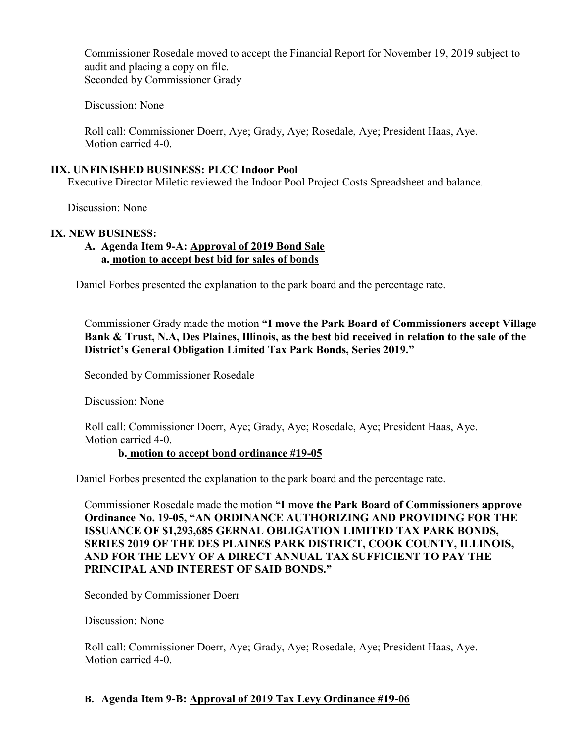Commissioner Rosedale moved to accept the Financial Report for November 19, 2019 subject to audit and placing a copy on file.
Seconded by Commissioner Grady

Discussion: None

Roll call: Commissioner Doerr, Aye; Grady, Aye; Rosedale, Aye; President Haas, Aye.
Motion carried 4-0.

## IIX. UNFINISHED BUSINESS: PLCC Indoor Pool

Executive Director Miletic reviewed the Indoor Pool Project Costs Spreadsheet and balance.

Discussion: None

## IX. NEW BUSINESS:

### A. Agenda Item 9-A: Approval of 2019 Bond Sale

#### a. motion to accept best bid for sales of bonds

Daniel Forbes presented the explanation to the park board and the percentage rate.

Commissioner Grady made the motion **"I move the Park Board of Commissioners accept Village Bank & Trust, N.A, Des Plaines, Illinois, as the best bid received in relation to the sale of the District's General Obligation Limited Tax Park Bonds, Series 2019."**

Seconded by Commissioner Rosedale

Discussion: None

Roll call: Commissioner Doerr, Aye; Grady, Aye; Rosedale, Aye; President Haas, Aye.
Motion carried 4-0.

#### b. motion to accept bond ordinance #19-05

Daniel Forbes presented the explanation to the park board and the percentage rate.

Commissioner Rosedale made the motion **"I move the Park Board of Commissioners approve Ordinance No. 19-05, "AN ORDINANCE AUTHORIZING AND PROVIDING FOR THE ISSUANCE OF $1,293,685 GERNAL OBLIGATION LIMITED TAX PARK BONDS, SERIES 2019 OF THE DES PLAINES PARK DISTRICT, COOK COUNTY, ILLINOIS, AND FOR THE LEVY OF A DIRECT ANNUAL TAX SUFFICIENT TO PAY THE PRINCIPAL AND INTEREST OF SAID BONDS."**

Seconded by Commissioner Doerr

Discussion: None

Roll call: Commissioner Doerr, Aye; Grady, Aye; Rosedale, Aye; President Haas, Aye.
Motion carried 4-0.

### B. Agenda Item 9-B: Approval of 2019 Tax Levy Ordinance #19-06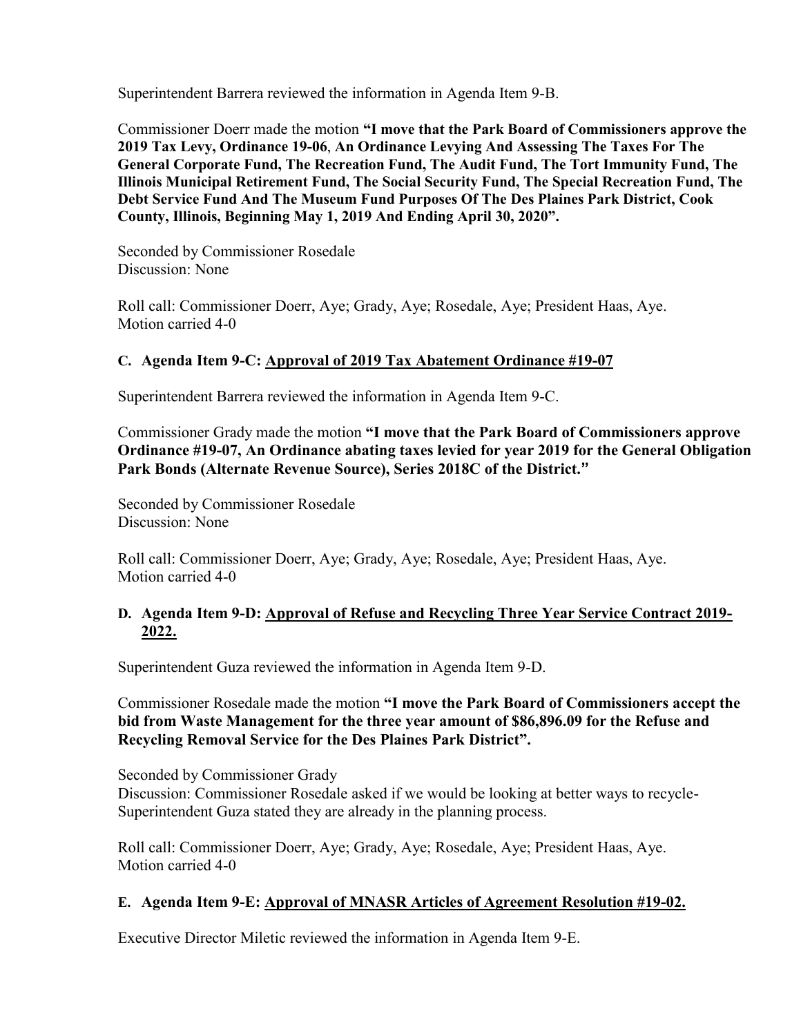Superintendent Barrera reviewed the information in Agenda Item 9-B.

Commissioner Doerr made the motion **"I move that the Park Board of Commissioners approve the 2019 Tax Levy, Ordinance 19-06, An Ordinance Levying And Assessing The Taxes For The General Corporate Fund, The Recreation Fund, The Audit Fund, The Tort Immunity Fund, The Illinois Municipal Retirement Fund, The Social Security Fund, The Special Recreation Fund, The Debt Service Fund And The Museum Fund Purposes Of The Des Plaines Park District, Cook County, Illinois, Beginning May 1, 2019 And Ending April 30, 2020".**

Seconded by Commissioner Rosedale
Discussion: None

Roll call: Commissioner Doerr, Aye; Grady, Aye; Rosedale, Aye; President Haas, Aye.
Motion carried 4-0

**C. Agenda Item 9-C: <u>Approval of 2019 Tax Abatement Ordinance #19-07</u>**

Superintendent Barrera reviewed the information in Agenda Item 9-C.

Commissioner Grady made the motion **"I move that the Park Board of Commissioners approve Ordinance #19-07, An Ordinance abating taxes levied for year 2019 for the General Obligation Park Bonds (Alternate Revenue Source), Series 2018C of the District."**

Seconded by Commissioner Rosedale
Discussion: None

Roll call: Commissioner Doerr, Aye; Grady, Aye; Rosedale, Aye; President Haas, Aye.
Motion carried 4-0

**D. Agenda Item 9-D: <u>Approval of Refuse and Recycling Three Year Service Contract 2019-2022.</u>**

Superintendent Guza reviewed the information in Agenda Item 9-D.

Commissioner Rosedale made the motion **"I move the Park Board of Commissioners accept the bid from Waste Management for the three year amount of $86,896.09 for the Refuse and Recycling Removal Service for the Des Plaines Park District".**

Seconded by Commissioner Grady
Discussion: Commissioner Rosedale asked if we would be looking at better ways to recycle-Superintendent Guza stated they are already in the planning process.

Roll call: Commissioner Doerr, Aye; Grady, Aye; Rosedale, Aye; President Haas, Aye.
Motion carried 4-0

**E. Agenda Item 9-E: <u>Approval of MNASR Articles of Agreement Resolution #19-02.</u>**

Executive Director Miletic reviewed the information in Agenda Item 9-E.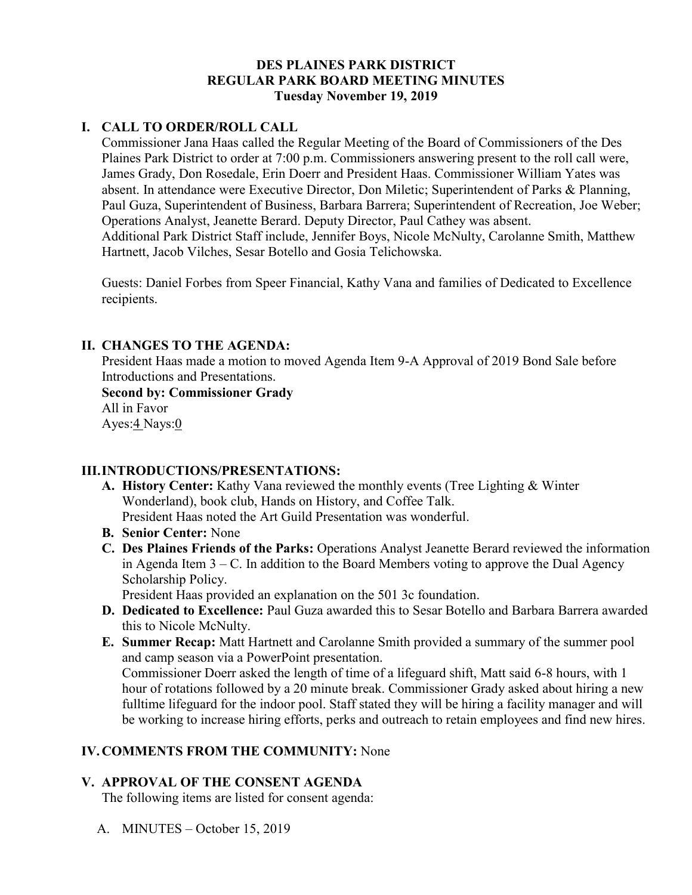# DES PLAINES PARK DISTRICT
# REGULAR PARK BOARD MEETING MINUTES
# Tuesday November 19, 2019

## I. CALL TO ORDER/ROLL CALL

Commissioner Jana Haas called the Regular Meeting of the Board of Commissioners of the Des Plaines Park District to order at 7:00 p.m. Commissioners answering present to the roll call were, James Grady, Don Rosedale, Erin Doerr and President Haas. Commissioner William Yates was absent. In attendance were Executive Director, Don Miletic; Superintendent of Parks & Planning, Paul Guza, Superintendent of Business, Barbara Barrera; Superintendent of Recreation, Joe Weber; Operations Analyst, Jeanette Berard. Deputy Director, Paul Cathey was absent. Additional Park District Staff include, Jennifer Boys, Nicole McNulty, Carolanne Smith, Matthew Hartnett, Jacob Vilches, Sesar Botello and Gosia Telichowska.

Guests: Daniel Forbes from Speer Financial, Kathy Vana and families of Dedicated to Excellence recipients.

## II. CHANGES TO THE AGENDA:

President Haas made a motion to moved Agenda Item 9-A Approval of 2019 Bond Sale before Introductions and Presentations.

**Second by: Commissioner Grady**

All in Favor

Ayes:4 Nays:0

## III. INTRODUCTIONS/PRESENTATIONS:

- **A. History Center:** Kathy Vana reviewed the monthly events (Tree Lighting & Winter Wonderland), book club, Hands on History, and Coffee Talk.
  President Haas noted the Art Guild Presentation was wonderful.
- **B. Senior Center:** None
- **C. Des Plaines Friends of the Parks:** Operations Analyst Jeanette Berard reviewed the information in Agenda Item 3 – C. In addition to the Board Members voting to approve the Dual Agency Scholarship Policy.
  President Haas provided an explanation on the 501 3c foundation.
- **D. Dedicated to Excellence:** Paul Guza awarded this to Sesar Botello and Barbara Barrera awarded this to Nicole McNulty.
- **E. Summer Recap:** Matt Hartnett and Carolanne Smith provided a summary of the summer pool and camp season via a PowerPoint presentation.
  Commissioner Doerr asked the length of time of a lifeguard shift, Matt said 6-8 hours, with 1 hour of rotations followed by a 20 minute break. Commissioner Grady asked about hiring a new fulltime lifeguard for the indoor pool. Staff stated they will be hiring a facility manager and will be working to increase hiring efforts, perks and outreach to retain employees and find new hires.

## IV. COMMENTS FROM THE COMMUNITY: None

## V. APPROVAL OF THE CONSENT AGENDA

The following items are listed for consent agenda:

A. MINUTES – October 15, 2019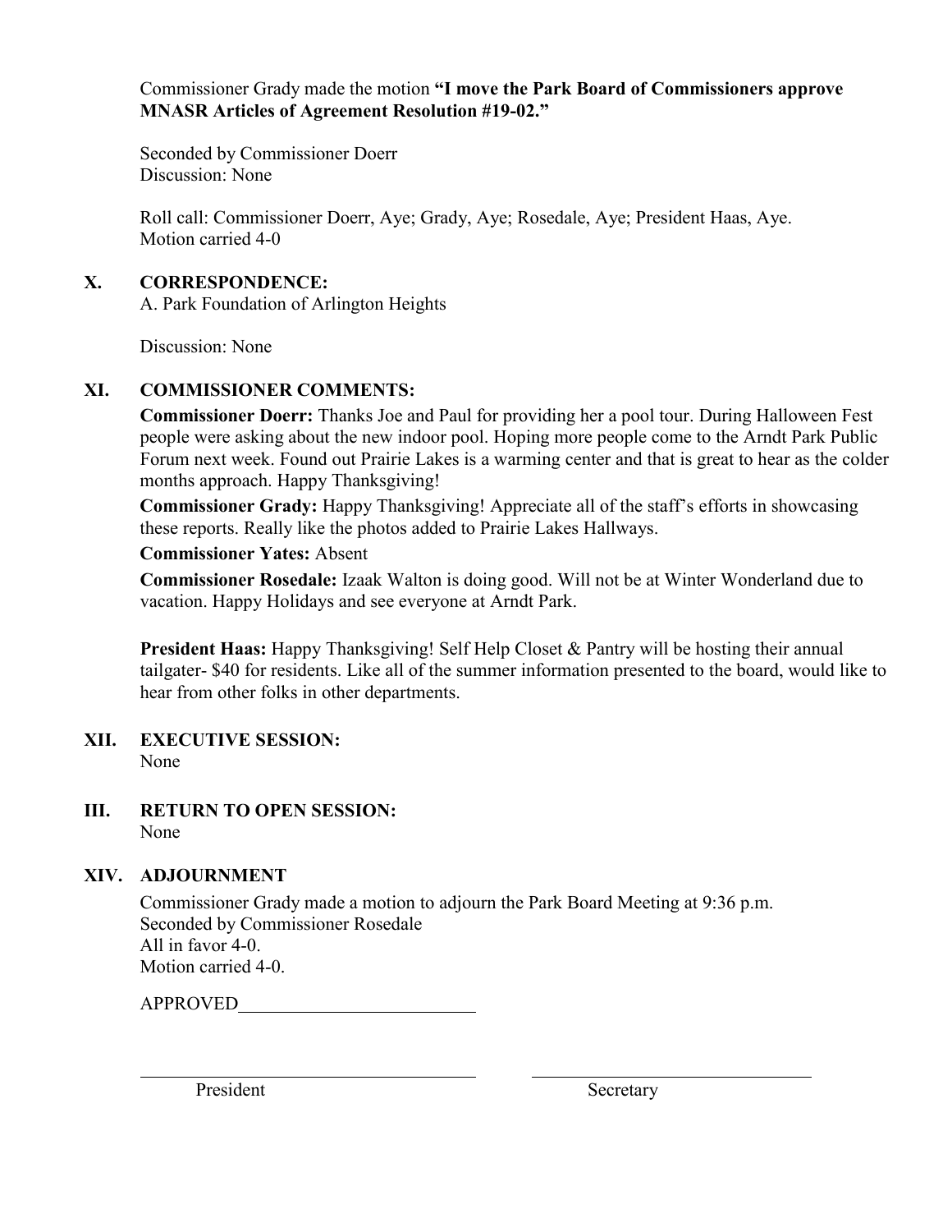Commissioner Grady made the motion **"I move the Park Board of Commissioners approve MNASR Articles of Agreement Resolution #19-02."**

Seconded by Commissioner Doerr
Discussion: None

Roll call: Commissioner Doerr, Aye; Grady, Aye; Rosedale, Aye; President Haas, Aye.
Motion carried 4-0

## X. CORRESPONDENCE:

A. Park Foundation of Arlington Heights

Discussion: None

## XI. COMMISSIONER COMMENTS:

**Commissioner Doerr:** Thanks Joe and Paul for providing her a pool tour. During Halloween Fest people were asking about the new indoor pool. Hoping more people come to the Arndt Park Public Forum next week. Found out Prairie Lakes is a warming center and that is great to hear as the colder months approach. Happy Thanksgiving!

**Commissioner Grady:** Happy Thanksgiving! Appreciate all of the staff's efforts in showcasing these reports. Really like the photos added to Prairie Lakes Hallways.

**Commissioner Yates:** Absent

**Commissioner Rosedale:** Izaak Walton is doing good. Will not be at Winter Wonderland due to vacation. Happy Holidays and see everyone at Arndt Park.

**President Haas:** Happy Thanksgiving! Self Help Closet & Pantry will be hosting their annual tailgater- $40 for residents. Like all of the summer information presented to the board, would like to hear from other folks in other departments.

## XII. EXECUTIVE SESSION:

None

## III. RETURN TO OPEN SESSION:

None

## XIV. ADJOURNMENT

Commissioner Grady made a motion to adjourn the Park Board Meeting at 9:36 p.m.
Seconded by Commissioner Rosedale
All in favor 4-0.
Motion carried 4-0.

APPROVED\_\_\_\_\_\_\_\_\_\_\_\_\_\_\_\_\_\_\_\_\_\_\_\_\_\_

\_\_\_\_\_\_\_\_\_\_\_\_\_\_\_\_\_\_\_\_\_\_\_\_\_\_\_\_\_\_ \_\_\_\_\_\_\_\_\_\_\_\_\_\_\_\_\_\_\_\_\_\_\_\_\_\_\_\_\_\_

President Secretary